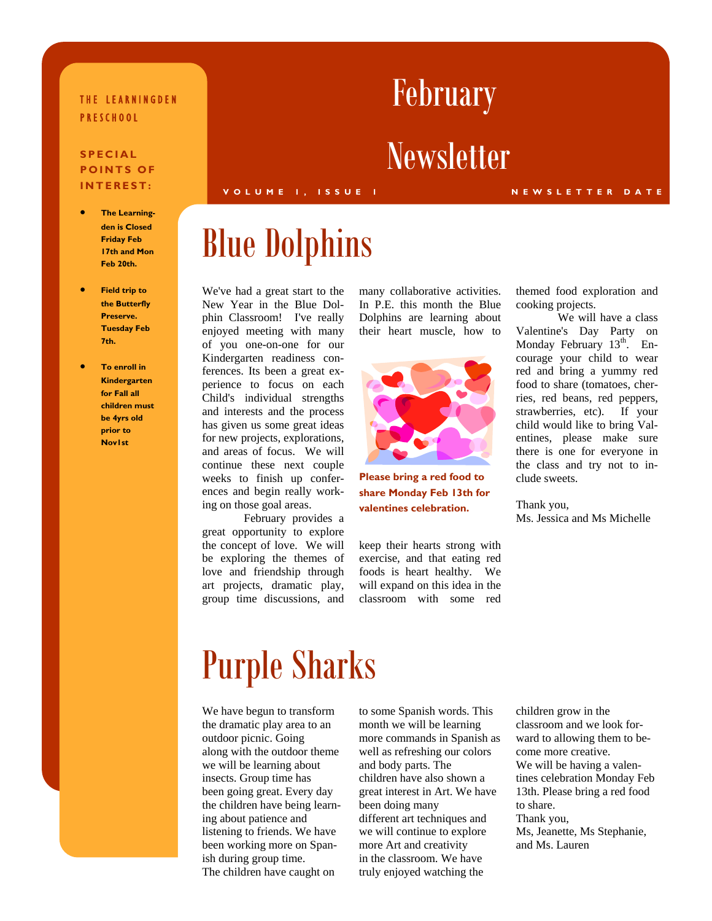THE LEARNINGDEN PRESCHOOL

# February Newsletter

VOLUME 1, ISSUE 1 — NEWSLETTER DATE

**SPECIAL POINTS OF INTEREST:**

- **The Learningden is Closed Friday Feb 17th and Mon Feb 20th.**
- **Field trip to the Butterfly Preserve. Tuesday Feb 7th.**
- **To enroll in Kindergarten for Fall all children must be 4yrs old prior to Nov1st**

## Blue Dolphins

We've had a great start to the New Year in the Blue Dolphin Classroom! I've really enjoyed meeting with many of you one-on-one for our Kindergarten readiness conferences. Its been a great experience to focus on each Child's individual strengths and interests and the process has given us some great ideas for new projects, explorations, and areas of focus. We will continue these next couple weeks to finish up conferences and begin really working on those goal areas.

February provides a great opportunity to explore the concept of love. We will be exploring the themes of love and friendship through art projects, dramatic play, group time discussions, and many collaborative activities. In P.E. this month the Blue Dolphins are learning about their heart muscle, how to keep their hearts strong with exercise, and that eating red foods is heart healthy. We will expand on this idea in the classroom with some red themed food exploration and cooking projects.

**Please bring a red food to share Monday Feb 13th for valentines celebration.**

We will have a class Valentine's Day Party on Monday February 13th. Encourage your child to wear red and bring a yummy red food to share (tomatoes, cherries, red beans, red peppers, strawberries, etc). If your child would like to bring Valentines, please make sure there is one for everyone in the class and try not to include sweets.

Thank you,
Ms. Jessica and Ms Michelle

## Purple Sharks

We have begun to transform the dramatic play area to an outdoor picnic. Going along with the outdoor theme we will be learning about insects. Group time has been going great. Every day the children have being learning about patience and listening to friends. We have been working more on Spanish during group time. The children have caught on to some Spanish words. This month we will be learning more commands in Spanish as well as refreshing our colors and body parts. The children have also shown a great interest in Art. We have been doing many different art techniques and we will continue to explore more Art and creativity in the classroom. We have truly enjoyed watching the children grow in the classroom and we look forward to allowing them to become more creative.

We will be having a valentines celebration Monday Feb 13th. Please bring a red food to share.

Thank you,
Ms, Jeanette, Ms Stephanie, and Ms. Lauren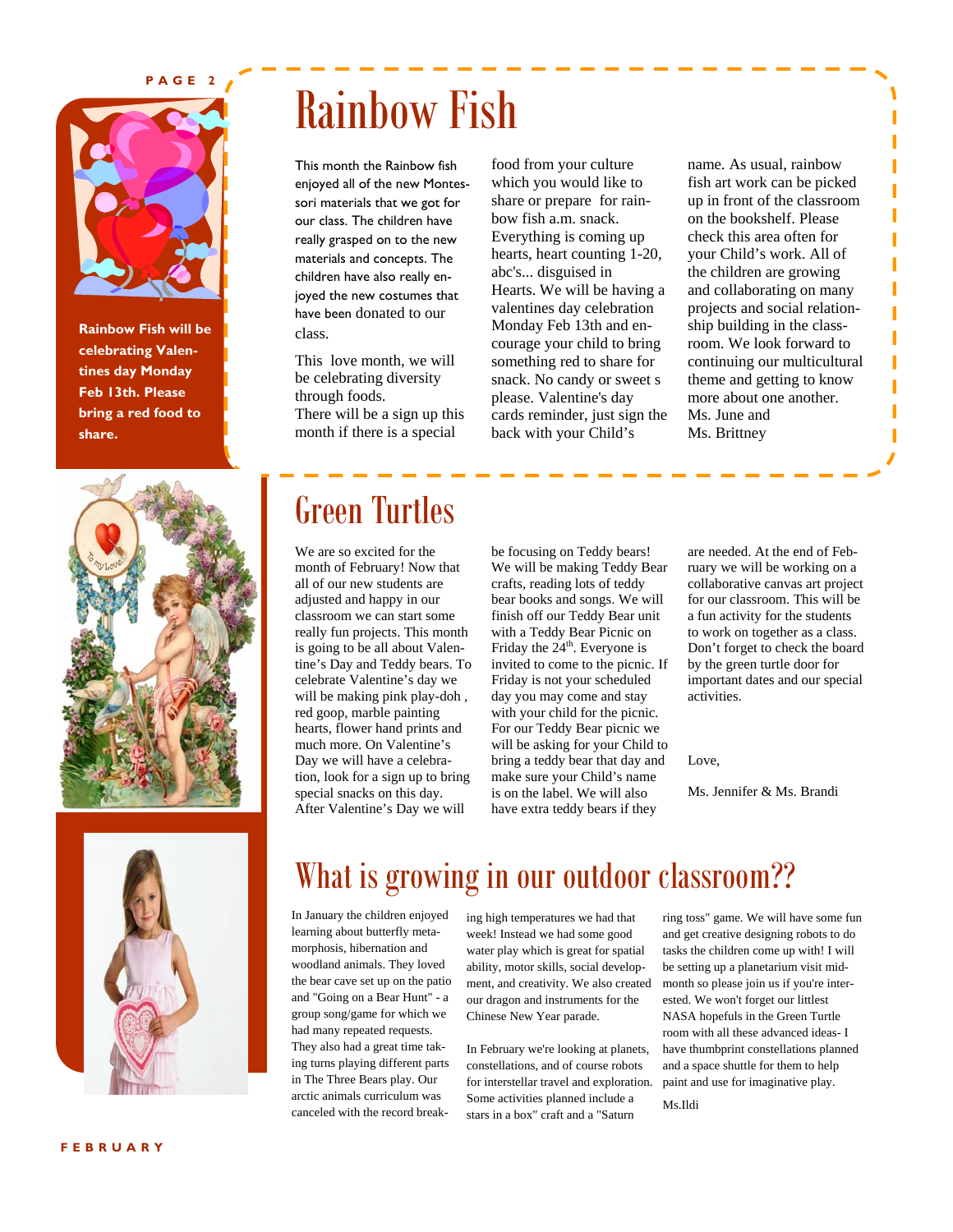**Rainbow Fish will be celebrating Valentines day Monday Feb 13th. Please bring a red food to share.**

## Rainbow Fish

This month the Rainbow fish enjoyed all of the new Montessori materials that we got for our class. The children have really grasped on to the new materials and concepts. The children have also really enjoyed the new costumes that have been donated to our class.

This love month, we will be celebrating diversity through foods. There will be a sign up this month if there is a special food from your culture which you would like to share or prepare for rainbow fish a.m. snack. Everything is coming up hearts, heart counting 1-20, abc's... disguised in Hearts. We will be having a valentines day celebration Monday Feb 13th and encourage your child to bring something red to share for snack. No candy or sweet s please. Valentine's day cards reminder, just sign the back with your Child's name. As usual, rainbow fish art work can be picked up in front of the classroom on the bookshelf. Please check this area often for your Child's work. All of the children are growing and collaborating on many projects and social relationship building in the classroom. We look forward to continuing our multicultural theme and getting to know more about one another.

Ms. June and
Ms. Brittney

## Green Turtles

We are so excited for the month of February! Now that all of our new students are adjusted and happy in our classroom we can start some really fun projects. This month is going to be all about Valentine's Day and Teddy bears. To celebrate Valentine's day we will be making pink play-doh , red goop, marble painting hearts, flower hand prints and much more. On Valentine's Day we will have a celebration, look for a sign up to bring special snacks on this day. After Valentine's Day we will be focusing on Teddy bears! We will be making Teddy Bear crafts, reading lots of teddy bear books and songs. We will finish off our Teddy Bear unit with a Teddy Bear Picnic on Friday the 24th. Everyone is invited to come to the picnic. If Friday is not your scheduled day you may come and stay with your child for the picnic. For our Teddy Bear picnic we will be asking for your Child to bring a teddy bear that day and make sure your Child's name is on the label. We will also have extra teddy bears if they are needed. At the end of February we will be working on a collaborative canvas art project for our classroom. This will be a fun activity for the students to work on together as a class. Don't forget to check the board by the green turtle door for important dates and our special activities.

Love,

Ms. Jennifer & Ms. Brandi

## What is growing in our outdoor classroom??

In January the children enjoyed learning about butterfly metamorphosis, hibernation and woodland animals. They loved the bear cave set up on the patio and "Going on a Bear Hunt" - a group song/game for which we had many repeated requests. They also had a great time taking turns playing different parts in The Three Bears play. Our arctic animals curriculum was canceled with the record breaking high temperatures we had that week! Instead we had some good water play which is great for spatial ability, motor skills, social development, and creativity. We also created our dragon and instruments for the Chinese New Year parade.

In February we're looking at planets, constellations, and of course robots for interstellar travel and exploration. Some activities planned include a stars in a box" craft and a "Saturn ring toss" game. We will have some fun and get creative designing robots to do tasks the children come up with! I will be setting up a planetarium visit midmonth so please join us if you're interested. We won't forget our littlest NASA hopefuls in the Green Turtle room with all these advanced ideas- I have thumbprint constellations planned and a space shuttle for them to help paint and use for imaginative play.

Ms.Ildi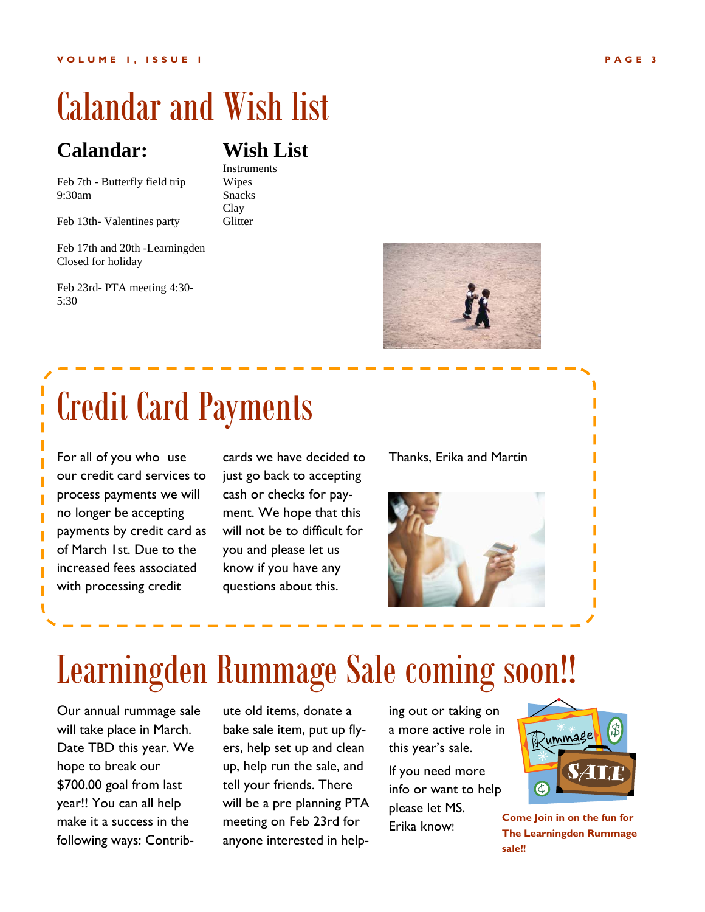# Calandar and Wish list

## Calandar:

Feb 7th - Butterfly field trip 9:30am

Feb 13th- Valentines party

Feb 17th and 20th -Learningden Closed for holiday

Feb 23rd- PTA meeting 4:30-5:30

## Wish List

Instruments
Wipes
Snacks
Clay
Glitter

# Credit Card Payments

For all of you who use our credit card services to process payments we will no longer be accepting payments by credit card as of March 1st. Due to the increased fees associated with processing credit cards we have decided to just go back to accepting cash or checks for payment. We hope that this will not be to difficult for you and please let us know if you have any questions about this.

Thanks, Erika and Martin

# Learningden Rummage Sale coming soon!!

Our annual rummage sale will take place in March. Date TBD this year. We hope to break our $700.00 goal from last year!! You can all help make it a success in the following ways: Contribute old items, donate a bake sale item, put up flyers, help set up and clean up, help run the sale, and tell your friends. There will be a pre planning PTA meeting on Feb 23rd for anyone interested in helping out or taking on a more active role in this year's sale.

If you need more info or want to help please let MS. Erika know!

**Come Join in on the fun for The Learningden Rummage sale!!**